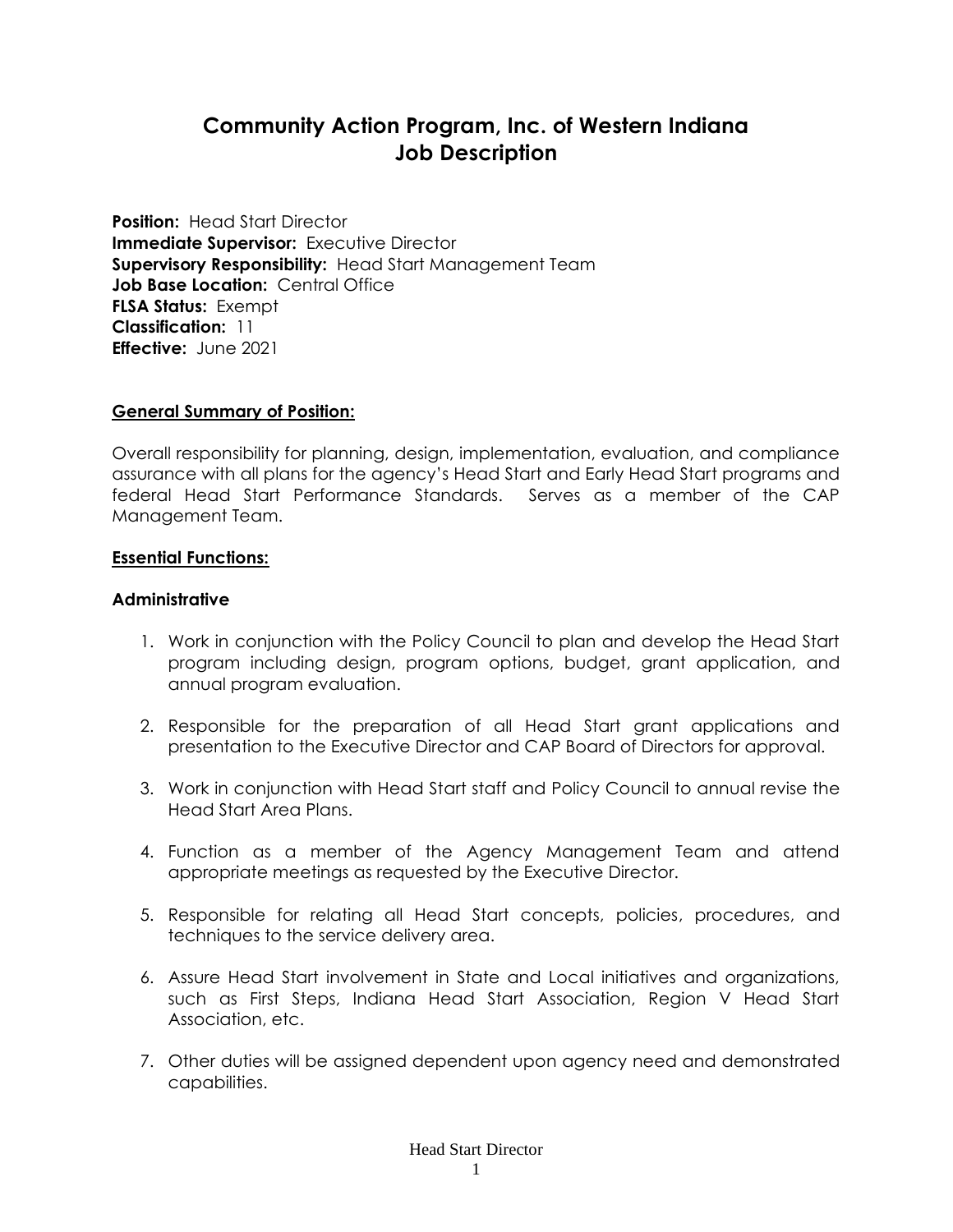# Community Action Program, Inc. of Western Indiana
# Job Description

**Position:** Head Start Director
**Immediate Supervisor:** Executive Director
**Supervisory Responsibility:** Head Start Management Team
**Job Base Location:** Central Office
**FLSA Status:** Exempt
**Classification:** 11
**Effective:** June 2021

## General Summary of Position:

Overall responsibility for planning, design, implementation, evaluation, and compliance assurance with all plans for the agency's Head Start and Early Head Start programs and federal Head Start Performance Standards. Serves as a member of the CAP Management Team.

## Essential Functions:

### Administrative

1. Work in conjunction with the Policy Council to plan and develop the Head Start program including design, program options, budget, grant application, and annual program evaluation.
2. Responsible for the preparation of all Head Start grant applications and presentation to the Executive Director and CAP Board of Directors for approval.
3. Work in conjunction with Head Start staff and Policy Council to annual revise the Head Start Area Plans.
4. Function as a member of the Agency Management Team and attend appropriate meetings as requested by the Executive Director.
5. Responsible for relating all Head Start concepts, policies, procedures, and techniques to the service delivery area.
6. Assure Head Start involvement in State and Local initiatives and organizations, such as First Steps, Indiana Head Start Association, Region V Head Start Association, etc.
7. Other duties will be assigned dependent upon agency need and demonstrated capabilities.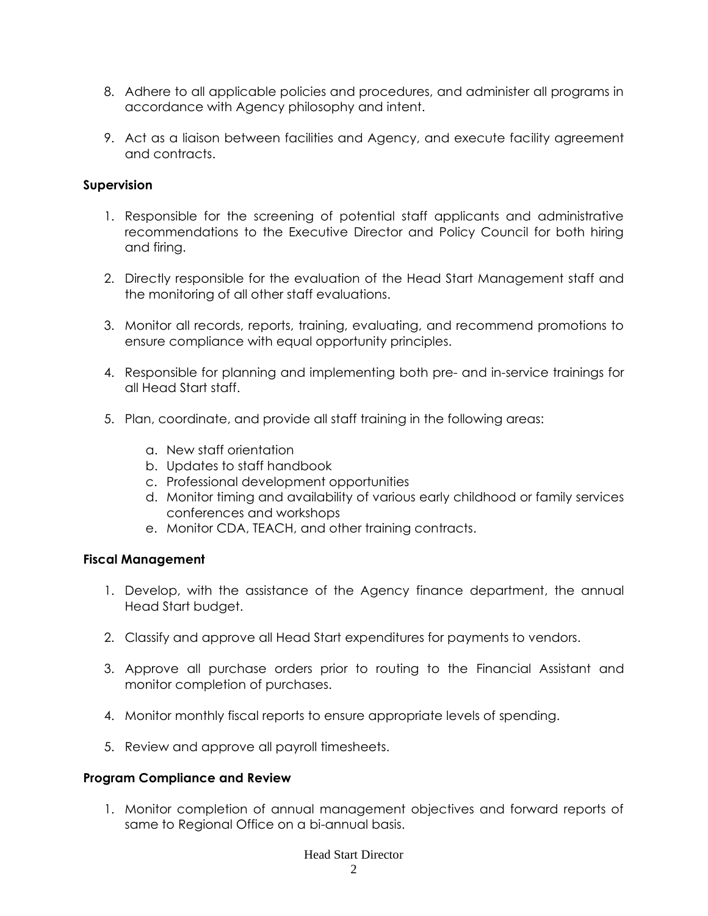8. Adhere to all applicable policies and procedures, and administer all programs in accordance with Agency philosophy and intent.

9. Act as a liaison between facilities and Agency, and execute facility agreement and contracts.

**Supervision**

1. Responsible for the screening of potential staff applicants and administrative recommendations to the Executive Director and Policy Council for both hiring and firing.

2. Directly responsible for the evaluation of the Head Start Management staff and the monitoring of all other staff evaluations.

3. Monitor all records, reports, training, evaluating, and recommend promotions to ensure compliance with equal opportunity principles.

4. Responsible for planning and implementing both pre- and in-service trainings for all Head Start staff.

5. Plan, coordinate, and provide all staff training in the following areas:

    a. New staff orientation
    b. Updates to staff handbook
    c. Professional development opportunities
    d. Monitor timing and availability of various early childhood or family services conferences and workshops
    e. Monitor CDA, TEACH, and other training contracts.

**Fiscal Management**

1. Develop, with the assistance of the Agency finance department, the annual Head Start budget.

2. Classify and approve all Head Start expenditures for payments to vendors.

3. Approve all purchase orders prior to routing to the Financial Assistant and monitor completion of purchases.

4. Monitor monthly fiscal reports to ensure appropriate levels of spending.

5. Review and approve all payroll timesheets.

**Program Compliance and Review**

1. Monitor completion of annual management objectives and forward reports of same to Regional Office on a bi-annual basis.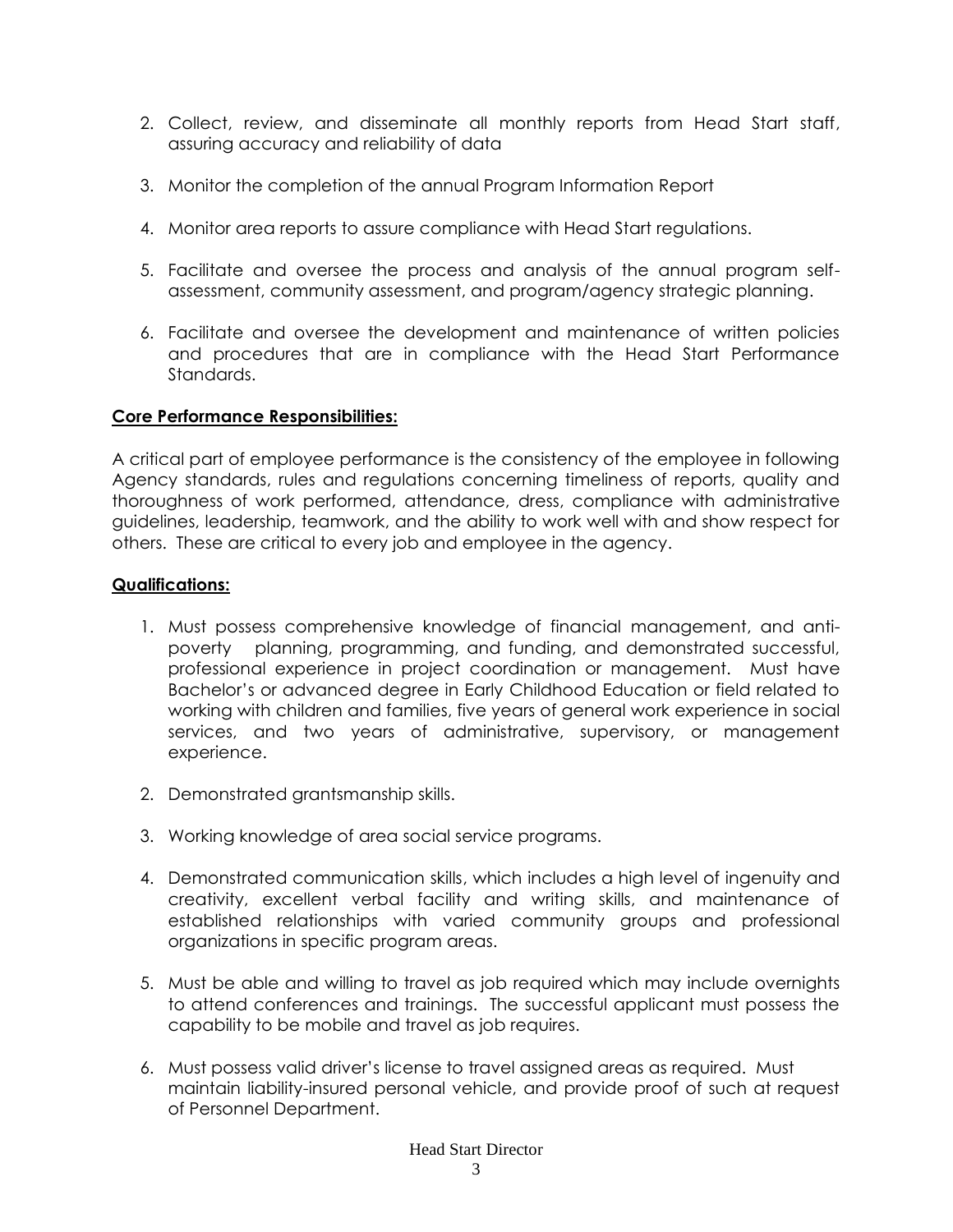2. Collect, review, and disseminate all monthly reports from Head Start staff, assuring accuracy and reliability of data

3. Monitor the completion of the annual Program Information Report

4. Monitor area reports to assure compliance with Head Start regulations.

5. Facilitate and oversee the process and analysis of the annual program self-assessment, community assessment, and program/agency strategic planning.

6. Facilitate and oversee the development and maintenance of written policies and procedures that are in compliance with the Head Start Performance Standards.

**Core Performance Responsibilities:**

A critical part of employee performance is the consistency of the employee in following Agency standards, rules and regulations concerning timeliness of reports, quality and thoroughness of work performed, attendance, dress, compliance with administrative guidelines, leadership, teamwork, and the ability to work well with and show respect for others. These are critical to every job and employee in the agency.

**Qualifications:**

1. Must possess comprehensive knowledge of financial management, and anti-poverty planning, programming, and funding, and demonstrated successful, professional experience in project coordination or management. Must have Bachelor's or advanced degree in Early Childhood Education or field related to working with children and families, five years of general work experience in social services, and two years of administrative, supervisory, or management experience.

2. Demonstrated grantsmanship skills.

3. Working knowledge of area social service programs.

4. Demonstrated communication skills, which includes a high level of ingenuity and creativity, excellent verbal facility and writing skills, and maintenance of established relationships with varied community groups and professional organizations in specific program areas.

5. Must be able and willing to travel as job required which may include overnights to attend conferences and trainings. The successful applicant must possess the capability to be mobile and travel as job requires.

6. Must possess valid driver's license to travel assigned areas as required. Must maintain liability-insured personal vehicle, and provide proof of such at request of Personnel Department.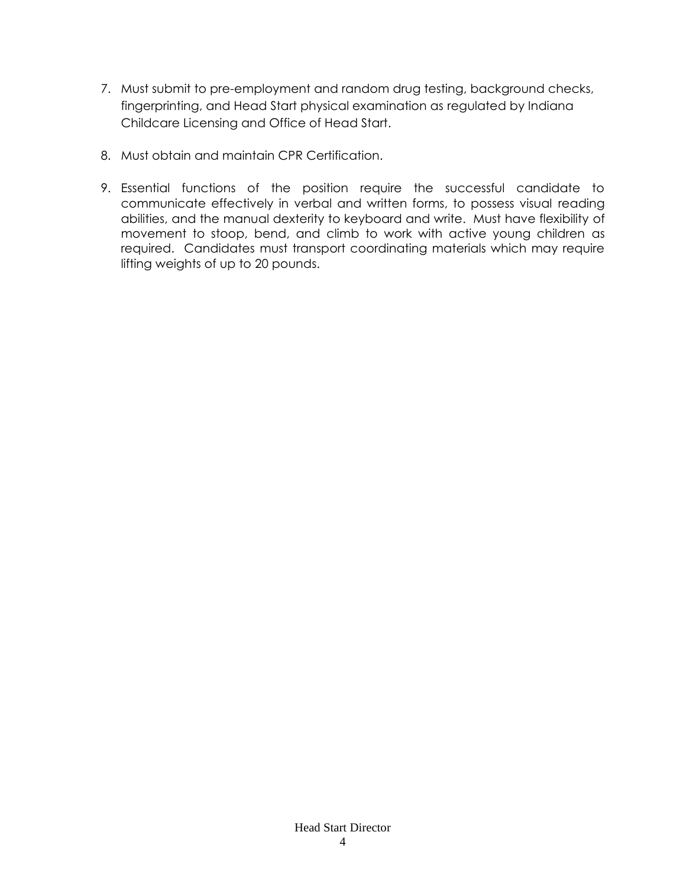7. Must submit to pre-employment and random drug testing, background checks, fingerprinting, and Head Start physical examination as regulated by Indiana Childcare Licensing and Office of Head Start.

8. Must obtain and maintain CPR Certification.

9. Essential functions of the position require the successful candidate to communicate effectively in verbal and written forms, to possess visual reading abilities, and the manual dexterity to keyboard and write. Must have flexibility of movement to stoop, bend, and climb to work with active young children as required. Candidates must transport coordinating materials which may require lifting weights of up to 20 pounds.